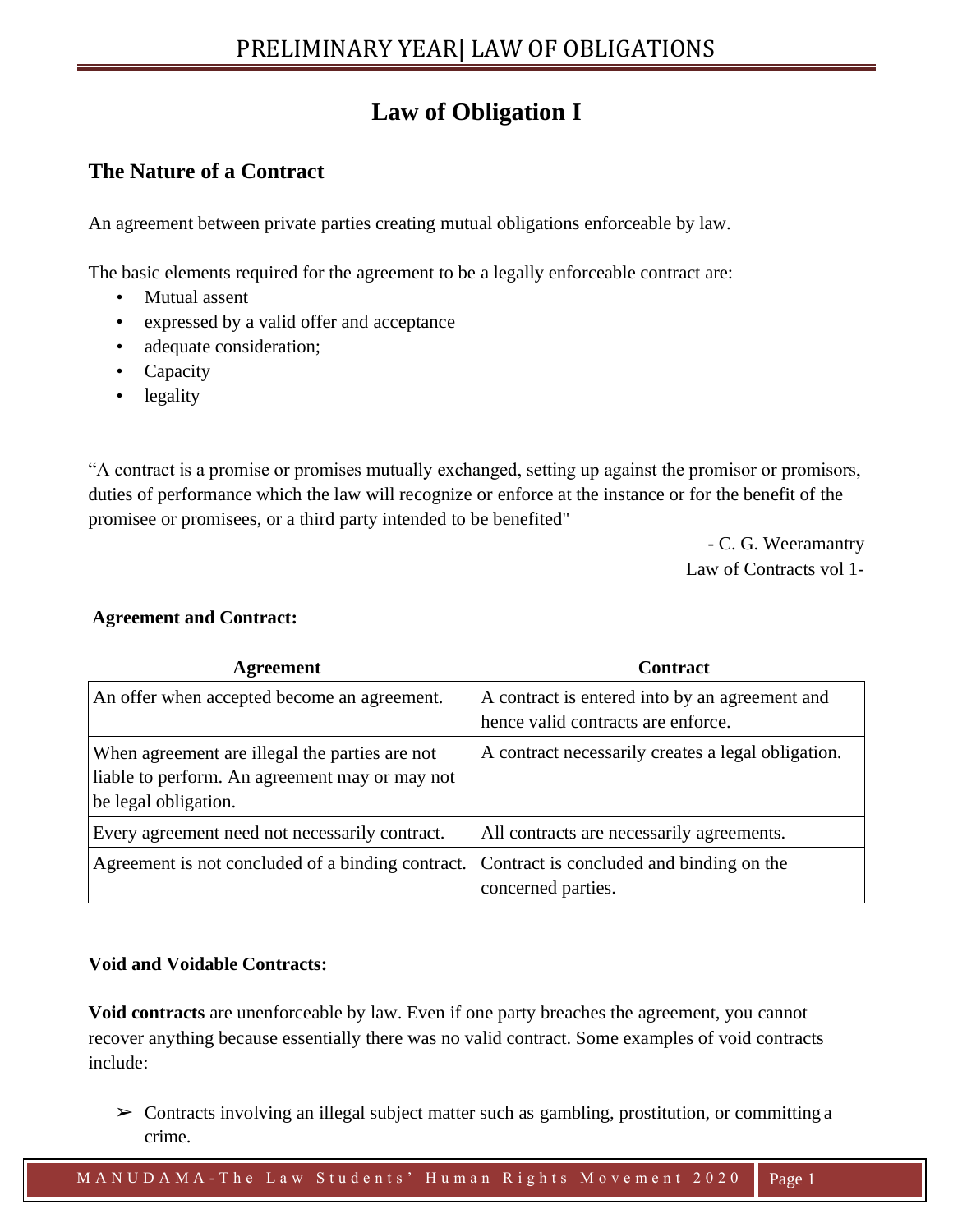# Law of Obligation I

## The Nature of a Contract

An agreement between private parties creating mutual obligations enforceable by law.

The basic elements required for the agreement to be a legally enforceable contract are:

- Mutual assent
- expressed by a valid offer and acceptance
- adequate consideration;
- Capacity
- legality

"A contract is a promise or promises mutually exchanged, setting up against the promisor or promisors, duties of performance which the law will recognize or enforce at the instance or for the benefit of the promisee or promisees, or a third party intended to be benefited"

- C. G. Weeramantry
Law of Contracts vol 1-

**Agreement and Contract:**

| Agreement | Contract |
|---|---|
| An offer when accepted become an agreement. | A contract is entered into by an agreement and hence valid contracts are enforce. |
| When agreement are illegal the parties are not liable to perform. An agreement may or may not be legal obligation. | A contract necessarily creates a legal obligation. |
| Every agreement need not necessarily contract. | All contracts are necessarily agreements. |
| Agreement is not concluded of a binding contract. | Contract is concluded and binding on the concerned parties. |

**Void and Voidable Contracts:**

**Void contracts** are unenforceable by law. Even if one party breaches the agreement, you cannot recover anything because essentially there was no valid contract. Some examples of void contracts include:

- ➢ Contracts involving an illegal subject matter such as gambling, prostitution, or committing a crime.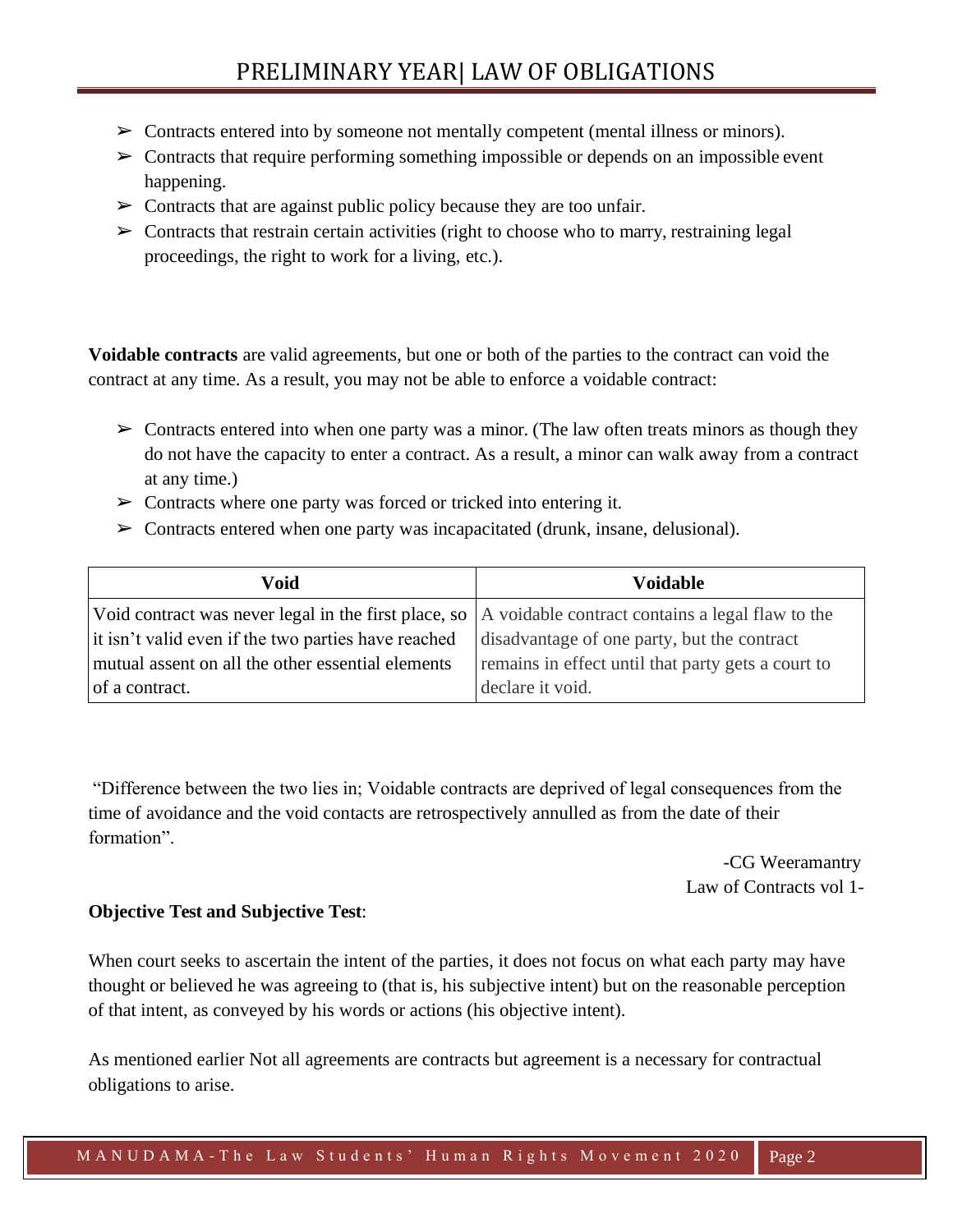- ➢ Contracts entered into by someone not mentally competent (mental illness or minors).
- ➢ Contracts that require performing something impossible or depends on an impossible event happening.
- ➢ Contracts that are against public policy because they are too unfair.
- ➢ Contracts that restrain certain activities (right to choose who to marry, restraining legal proceedings, the right to work for a living, etc.).

**Voidable contracts** are valid agreements, but one or both of the parties to the contract can void the contract at any time. As a result, you may not be able to enforce a voidable contract:

- ➢ Contracts entered into when one party was a minor. (The law often treats minors as though they do not have the capacity to enter a contract. As a result, a minor can walk away from a contract at any time.)
- ➢ Contracts where one party was forced or tricked into entering it.
- ➢ Contracts entered when one party was incapacitated (drunk, insane, delusional).

| Void | Voidable |
|---|---|
| Void contract was never legal in the first place, so it isn't valid even if the two parties have reached mutual assent on all the other essential elements of a contract. | A voidable contract contains a legal flaw to the disadvantage of one party, but the contract remains in effect until that party gets a court to declare it void. |

"Difference between the two lies in; Voidable contracts are deprived of legal consequences from the time of avoidance and the void contacts are retrospectively annulled as from the date of their formation".

-CG Weeramantry
Law of Contracts vol 1-

**Objective Test and Subjective Test**:

When court seeks to ascertain the intent of the parties, it does not focus on what each party may have thought or believed he was agreeing to (that is, his subjective intent) but on the reasonable perception of that intent, as conveyed by his words or actions (his objective intent).

As mentioned earlier Not all agreements are contracts but agreement is a necessary for contractual obligations to arise.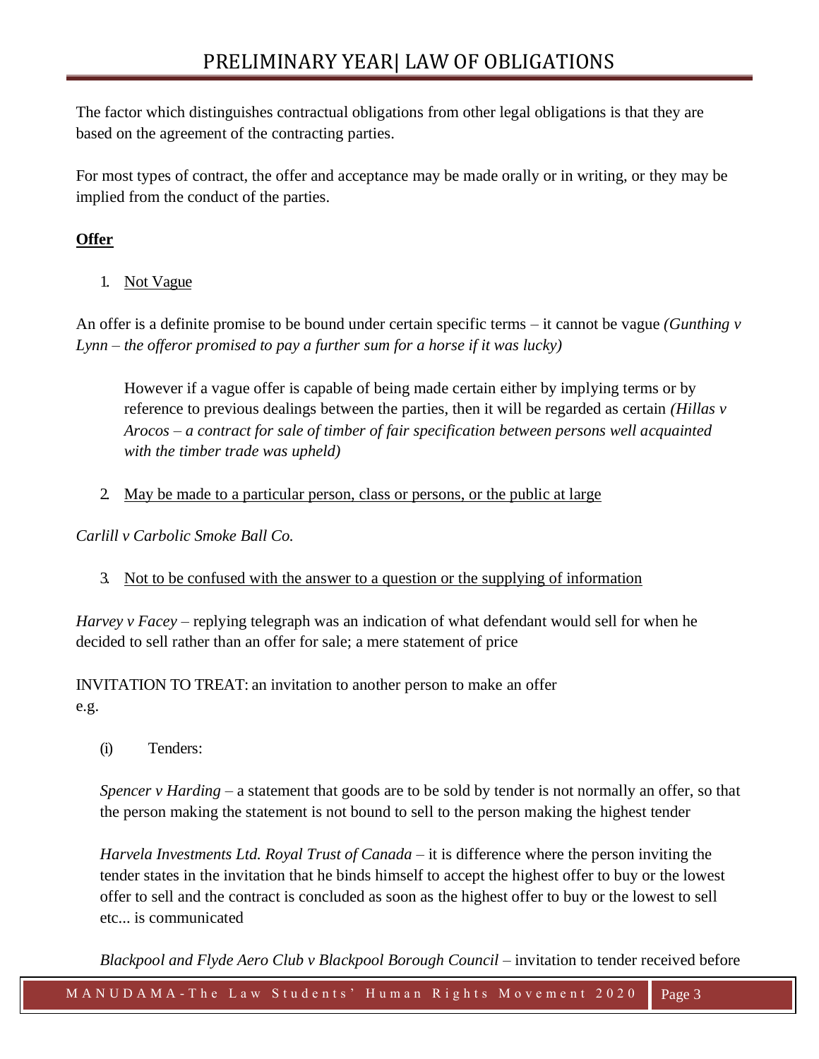The factor which distinguishes contractual obligations from other legal obligations is that they are based on the agreement of the contracting parties.

For most types of contract, the offer and acceptance may be made orally or in writing, or they may be implied from the conduct of the parties.

**<u>Offer</u>**

1. <u>Not Vague</u>

An offer is a definite promise to be bound under certain specific terms – it cannot be vague *(Gunthing v Lynn – the offeror promised to pay a further sum for a horse if it was lucky)*

> However if a vague offer is capable of being made certain either by implying terms or by reference to previous dealings between the parties, then it will be regarded as certain *(Hillas v Arocos – a contract for sale of timber of fair specification between persons well acquainted with the timber trade was upheld)*

2. <u>May be made to a particular person, class or persons, or the public at large</u>

*Carlill v Carbolic Smoke Ball Co.*

3. <u>Not to be confused with the answer to a question or the supplying of information</u>

*Harvey v Facey* – replying telegraph was an indication of what defendant would sell for when he decided to sell rather than an offer for sale; a mere statement of price

INVITATION TO TREAT: an invitation to another person to make an offer
e.g.

(i) Tenders:

*Spencer v Harding* – a statement that goods are to be sold by tender is not normally an offer, so that the person making the statement is not bound to sell to the person making the highest tender

*Harvela Investments Ltd. Royal Trust of Canada* – it is difference where the person inviting the tender states in the invitation that he binds himself to accept the highest offer to buy or the lowest offer to sell and the contract is concluded as soon as the highest offer to buy or the lowest to sell etc... is communicated

*Blackpool and Flyde Aero Club v Blackpool Borough Council* – invitation to tender received before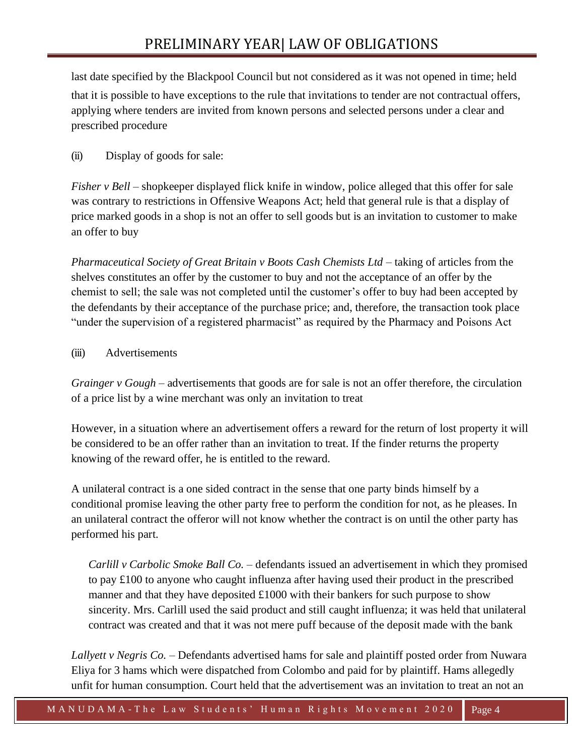last date specified by the Blackpool Council but not considered as it was not opened in time; held that it is possible to have exceptions to the rule that invitations to tender are not contractual offers, applying where tenders are invited from known persons and selected persons under a clear and prescribed procedure

(ii) Display of goods for sale:

*Fisher v Bell* – shopkeeper displayed flick knife in window, police alleged that this offer for sale was contrary to restrictions in Offensive Weapons Act; held that general rule is that a display of price marked goods in a shop is not an offer to sell goods but is an invitation to customer to make an offer to buy

*Pharmaceutical Society of Great Britain v Boots Cash Chemists Ltd* – taking of articles from the shelves constitutes an offer by the customer to buy and not the acceptance of an offer by the chemist to sell; the sale was not completed until the customer's offer to buy had been accepted by the defendants by their acceptance of the purchase price; and, therefore, the transaction took place "under the supervision of a registered pharmacist" as required by the Pharmacy and Poisons Act

(iii) Advertisements

*Grainger v Gough* – advertisements that goods are for sale is not an offer therefore, the circulation of a price list by a wine merchant was only an invitation to treat

However, in a situation where an advertisement offers a reward for the return of lost property it will be considered to be an offer rather than an invitation to treat. If the finder returns the property knowing of the reward offer, he is entitled to the reward.

A unilateral contract is a one sided contract in the sense that one party binds himself by a conditional promise leaving the other party free to perform the condition for not, as he pleases. In an unilateral contract the offeror will not know whether the contract is on until the other party has performed his part.

*Carlill v Carbolic Smoke Ball Co.* – defendants issued an advertisement in which they promised to pay £100 to anyone who caught influenza after having used their product in the prescribed manner and that they have deposited £1000 with their bankers for such purpose to show sincerity. Mrs. Carlill used the said product and still caught influenza; it was held that unilateral contract was created and that it was not mere puff because of the deposit made with the bank

*Lallyett v Negris Co.* – Defendants advertised hams for sale and plaintiff posted order from Nuwara Eliya for 3 hams which were dispatched from Colombo and paid for by plaintiff. Hams allegedly unfit for human consumption. Court held that the advertisement was an invitation to treat an not an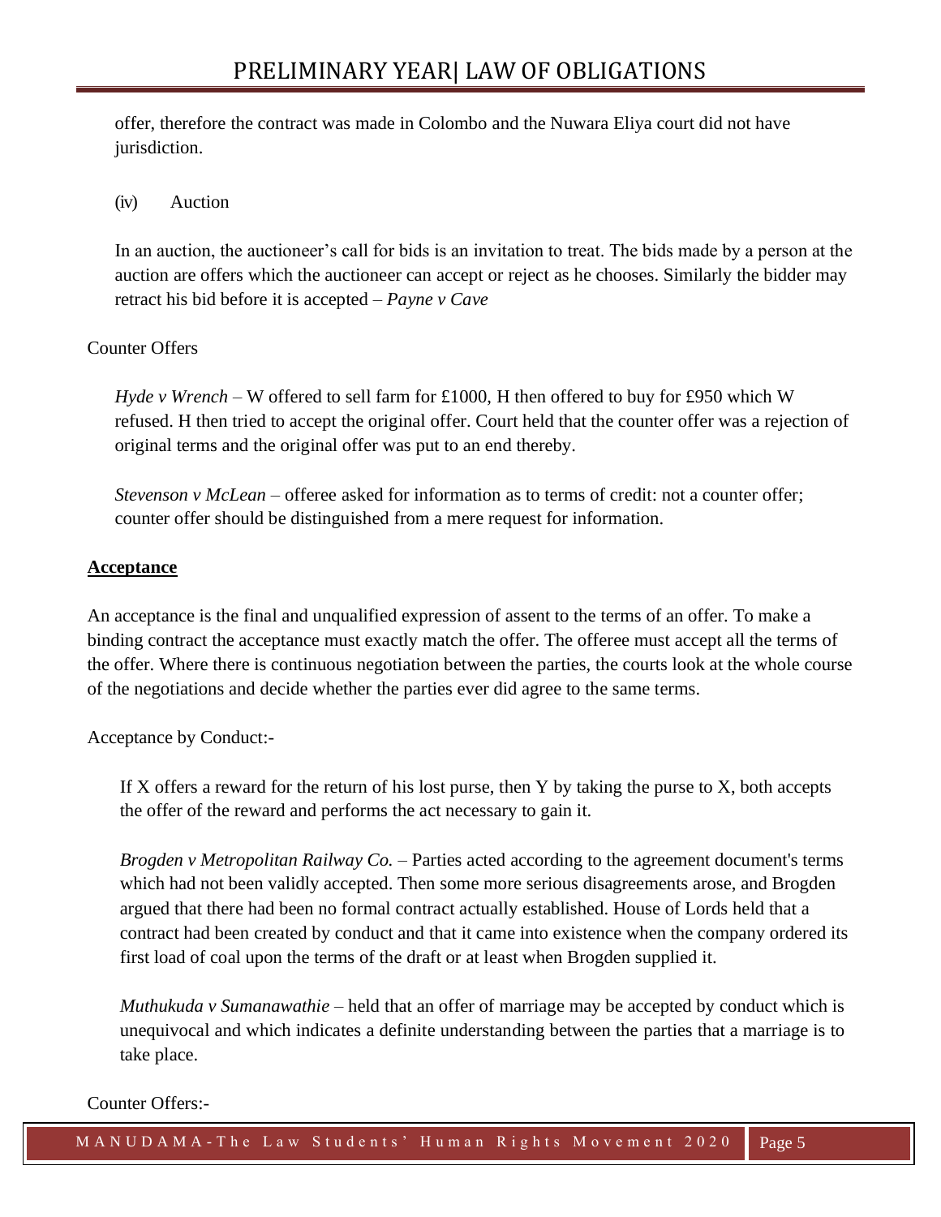offer, therefore the contract was made in Colombo and the Nuwara Eliya court did not have jurisdiction.

(iv) Auction

In an auction, the auctioneer's call for bids is an invitation to treat. The bids made by a person at the auction are offers which the auctioneer can accept or reject as he chooses. Similarly the bidder may retract his bid before it is accepted – *Payne v Cave*

Counter Offers

*Hyde v Wrench* – W offered to sell farm for £1000, H then offered to buy for £950 which W refused. H then tried to accept the original offer. Court held that the counter offer was a rejection of original terms and the original offer was put to an end thereby.

*Stevenson v McLean* – offeree asked for information as to terms of credit: not a counter offer; counter offer should be distinguished from a mere request for information.

**<u>Acceptance</u>**

An acceptance is the final and unqualified expression of assent to the terms of an offer. To make a binding contract the acceptance must exactly match the offer. The offeree must accept all the terms of the offer. Where there is continuous negotiation between the parties, the courts look at the whole course of the negotiations and decide whether the parties ever did agree to the same terms.

Acceptance by Conduct:-

If X offers a reward for the return of his lost purse, then Y by taking the purse to X, both accepts the offer of the reward and performs the act necessary to gain it.

*Brogden v Metropolitan Railway Co.* – Parties acted according to the agreement document's terms which had not been validly accepted. Then some more serious disagreements arose, and Brogden argued that there had been no formal contract actually established. House of Lords held that a contract had been created by conduct and that it came into existence when the company ordered its first load of coal upon the terms of the draft or at least when Brogden supplied it.

*Muthukuda v Sumanawathie* – held that an offer of marriage may be accepted by conduct which is unequivocal and which indicates a definite understanding between the parties that a marriage is to take place.

Counter Offers:-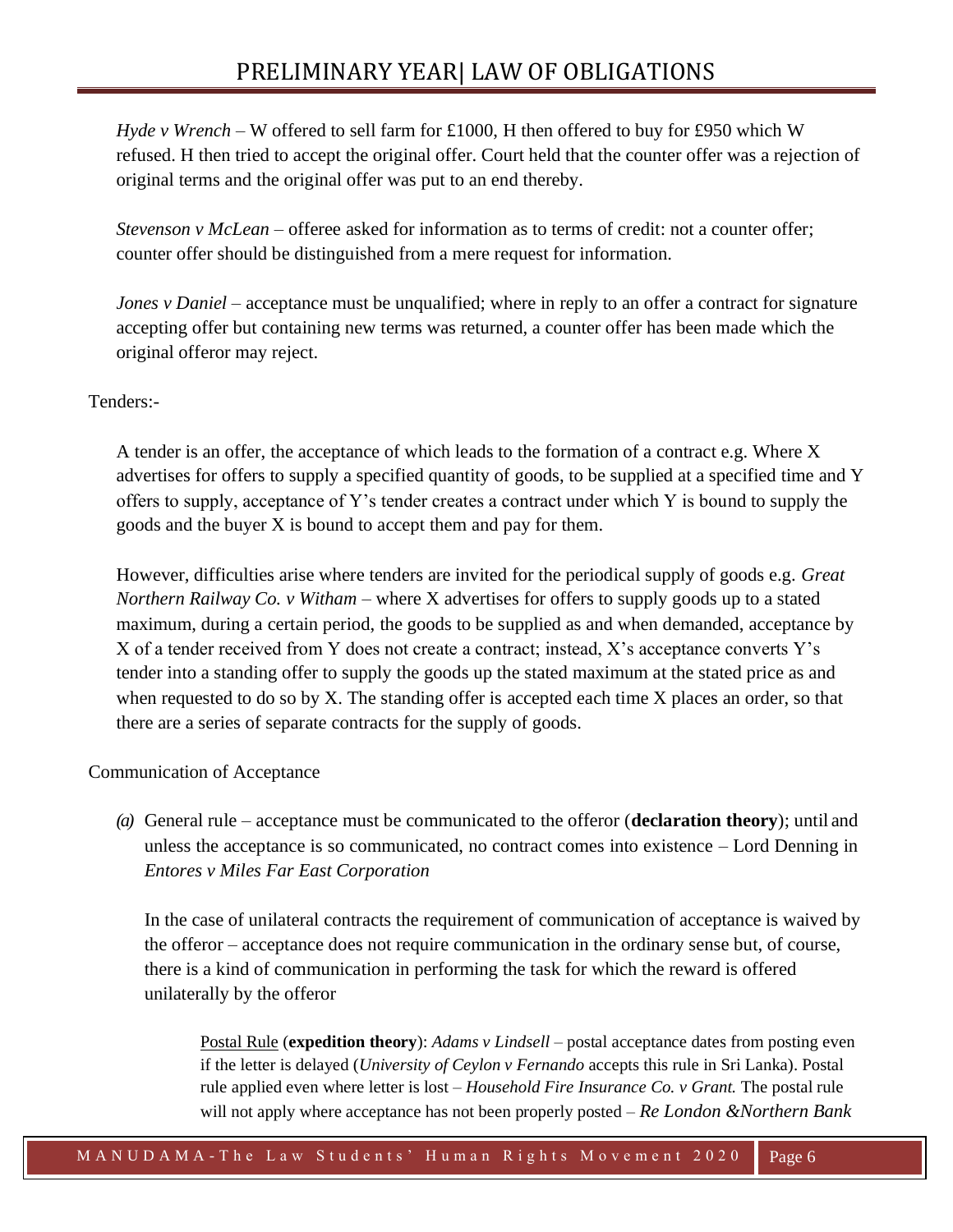*Hyde v Wrench* – W offered to sell farm for £1000, H then offered to buy for £950 which W refused. H then tried to accept the original offer. Court held that the counter offer was a rejection of original terms and the original offer was put to an end thereby.

*Stevenson v McLean* – offeree asked for information as to terms of credit: not a counter offer; counter offer should be distinguished from a mere request for information.

*Jones v Daniel* – acceptance must be unqualified; where in reply to an offer a contract for signature accepting offer but containing new terms was returned, a counter offer has been made which the original offeror may reject.

Tenders:-

A tender is an offer, the acceptance of which leads to the formation of a contract e.g. Where X advertises for offers to supply a specified quantity of goods, to be supplied at a specified time and Y offers to supply, acceptance of Y's tender creates a contract under which Y is bound to supply the goods and the buyer X is bound to accept them and pay for them.

However, difficulties arise where tenders are invited for the periodical supply of goods e.g. *Great Northern Railway Co. v Witham* – where X advertises for offers to supply goods up to a stated maximum, during a certain period, the goods to be supplied as and when demanded, acceptance by X of a tender received from Y does not create a contract; instead, X's acceptance converts Y's tender into a standing offer to supply the goods up the stated maximum at the stated price as and when requested to do so by X. The standing offer is accepted each time X places an order, so that there are a series of separate contracts for the supply of goods.

Communication of Acceptance

*(a)* General rule – acceptance must be communicated to the offeror (**declaration theory**); until and unless the acceptance is so communicated, no contract comes into existence – Lord Denning in *Entores v Miles Far East Corporation*

In the case of unilateral contracts the requirement of communication of acceptance is waived by the offeror – acceptance does not require communication in the ordinary sense but, of course, there is a kind of communication in performing the task for which the reward is offered unilaterally by the offeror

Postal Rule (**expedition theory**): *Adams v Lindsell* – postal acceptance dates from posting even if the letter is delayed (*University of Ceylon v Fernando* accepts this rule in Sri Lanka). Postal rule applied even where letter is lost – *Household Fire Insurance Co. v Grant.* The postal rule will not apply where acceptance has not been properly posted – *Re London &Northern Bank*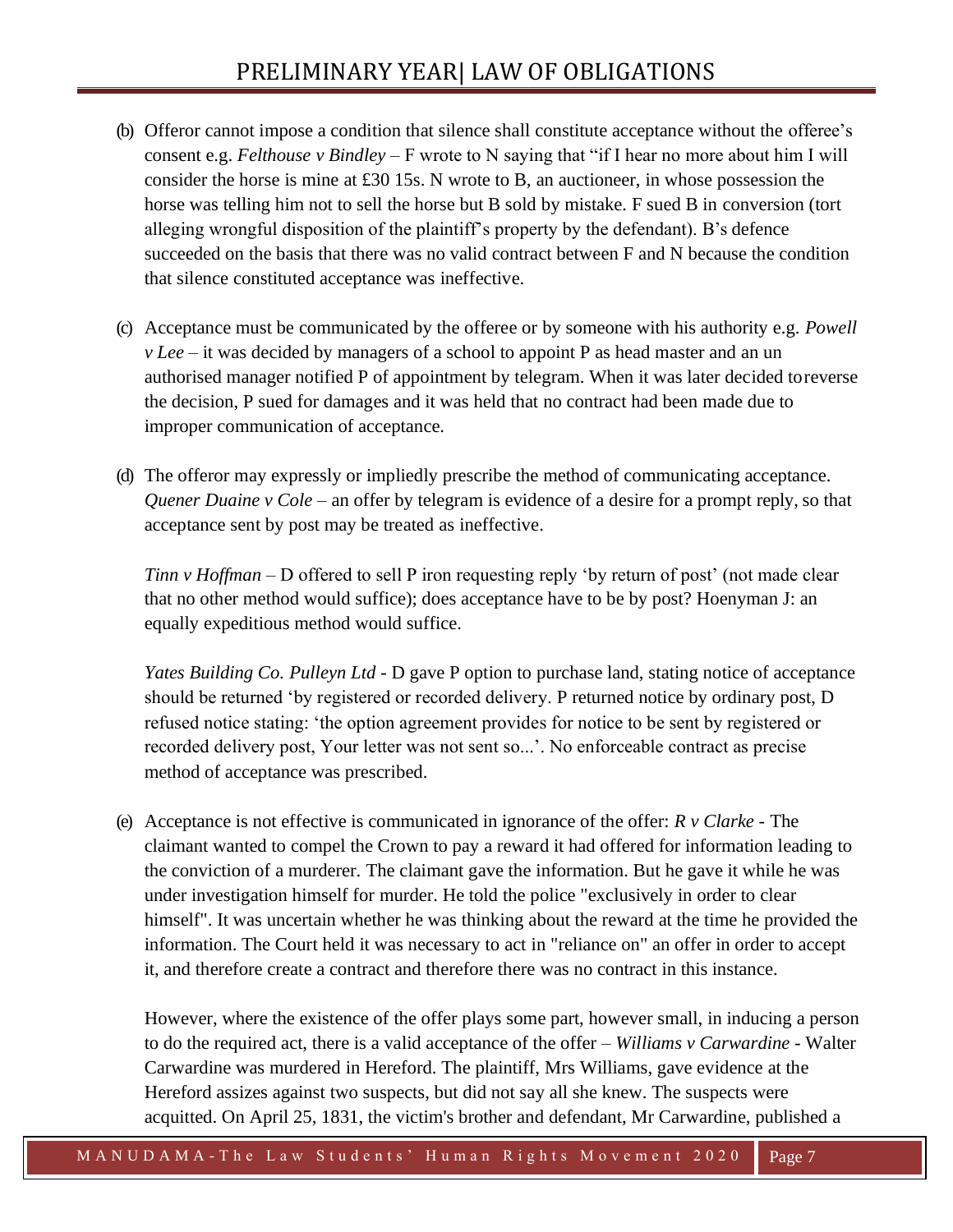(b) Offeror cannot impose a condition that silence shall constitute acceptance without the offeree's consent e.g. *Felthouse v Bindley* – F wrote to N saying that "if I hear no more about him I will consider the horse is mine at £30 15s. N wrote to B, an auctioneer, in whose possession the horse was telling him not to sell the horse but B sold by mistake. F sued B in conversion (tort alleging wrongful disposition of the plaintiff's property by the defendant). B's defence succeeded on the basis that there was no valid contract between F and N because the condition that silence constituted acceptance was ineffective.

(c) Acceptance must be communicated by the offeree or by someone with his authority e.g. *Powell v Lee* – it was decided by managers of a school to appoint P as head master and an un authorised manager notified P of appointment by telegram. When it was later decided toreverse the decision, P sued for damages and it was held that no contract had been made due to improper communication of acceptance.

(d) The offeror may expressly or impliedly prescribe the method of communicating acceptance. *Quener Duaine v Cole* – an offer by telegram is evidence of a desire for a prompt reply, so that acceptance sent by post may be treated as ineffective.

*Tinn v Hoffman* – D offered to sell P iron requesting reply 'by return of post' (not made clear that no other method would suffice); does acceptance have to be by post? Hoenyman J: an equally expeditious method would suffice.

*Yates Building Co. Pulleyn Ltd* - D gave P option to purchase land, stating notice of acceptance should be returned 'by registered or recorded delivery. P returned notice by ordinary post, D refused notice stating: 'the option agreement provides for notice to be sent by registered or recorded delivery post, Your letter was not sent so...'. No enforceable contract as precise method of acceptance was prescribed.

(e) Acceptance is not effective is communicated in ignorance of the offer: *R v Clarke* - The claimant wanted to compel the Crown to pay a reward it had offered for information leading to the conviction of a murderer. The claimant gave the information. But he gave it while he was under investigation himself for murder. He told the police "exclusively in order to clear himself". It was uncertain whether he was thinking about the reward at the time he provided the information. The Court held it was necessary to act in "reliance on" an offer in order to accept it, and therefore create a contract and therefore there was no contract in this instance.

However, where the existence of the offer plays some part, however small, in inducing a person to do the required act, there is a valid acceptance of the offer – *Williams v Carwardine* - Walter Carwardine was murdered in Hereford. The plaintiff, Mrs Williams, gave evidence at the Hereford assizes against two suspects, but did not say all she knew. The suspects were acquitted. On April 25, 1831, the victim's brother and defendant, Mr Carwardine, published a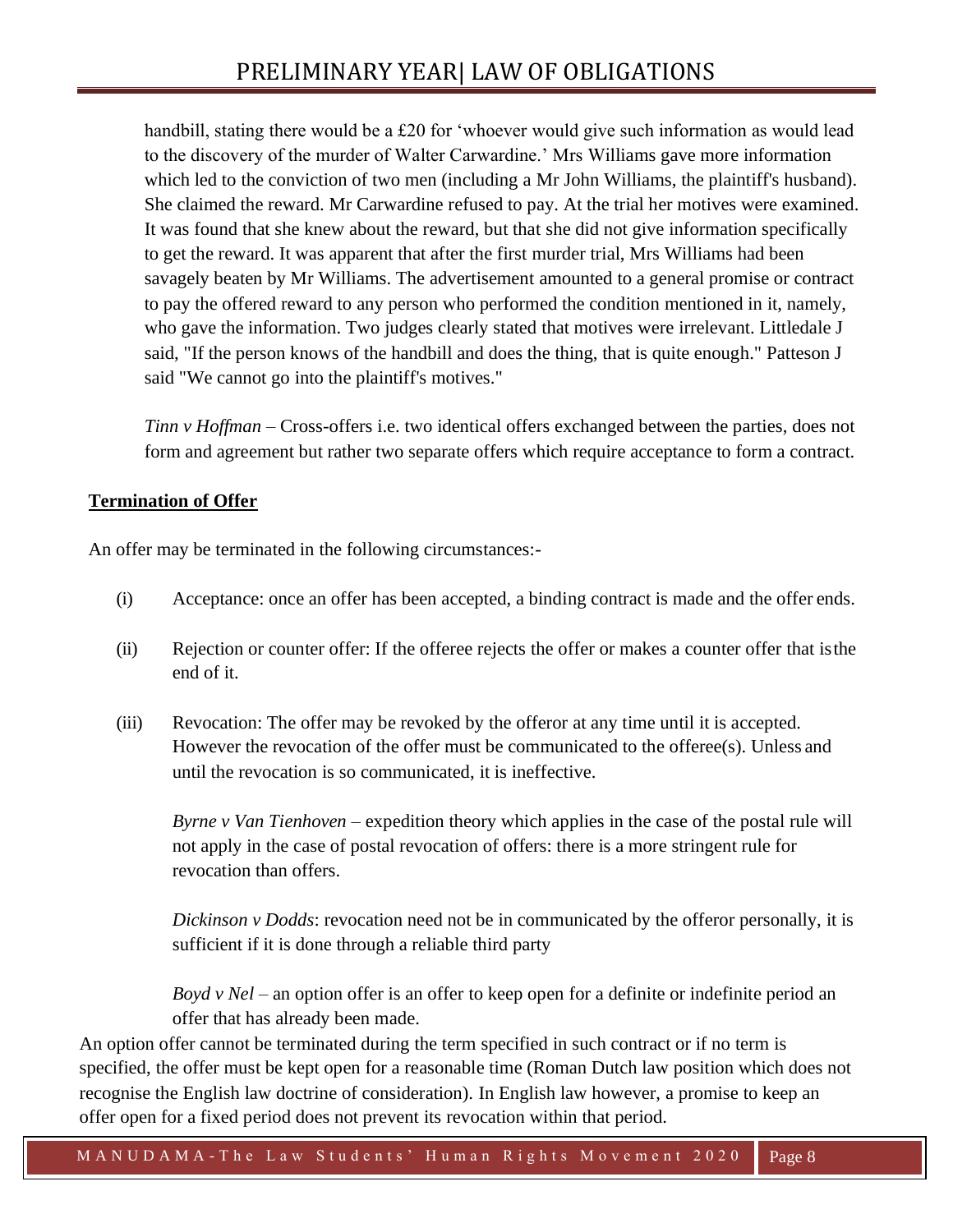handbill, stating there would be a £20 for 'whoever would give such information as would lead to the discovery of the murder of Walter Carwardine.' Mrs Williams gave more information which led to the conviction of two men (including a Mr John Williams, the plaintiff's husband). She claimed the reward. Mr Carwardine refused to pay. At the trial her motives were examined. It was found that she knew about the reward, but that she did not give information specifically to get the reward. It was apparent that after the first murder trial, Mrs Williams had been savagely beaten by Mr Williams. The advertisement amounted to a general promise or contract to pay the offered reward to any person who performed the condition mentioned in it, namely, who gave the information. Two judges clearly stated that motives were irrelevant. Littledale J said, "If the person knows of the handbill and does the thing, that is quite enough." Patteson J said "We cannot go into the plaintiff's motives."

*Tinn v Hoffman* – Cross-offers i.e. two identical offers exchanged between the parties, does not form and agreement but rather two separate offers which require acceptance to form a contract.

**Termination of Offer**

An offer may be terminated in the following circumstances:-

(i) Acceptance: once an offer has been accepted, a binding contract is made and the offer ends.

(ii) Rejection or counter offer: If the offeree rejects the offer or makes a counter offer that is the end of it.

(iii) Revocation: The offer may be revoked by the offeror at any time until it is accepted. However the revocation of the offer must be communicated to the offeree(s). Unless and until the revocation is so communicated, it is ineffective.

*Byrne v Van Tienhoven* – expedition theory which applies in the case of the postal rule will not apply in the case of postal revocation of offers: there is a more stringent rule for revocation than offers.

*Dickinson v Dodds*: revocation need not be in communicated by the offeror personally, it is sufficient if it is done through a reliable third party

*Boyd v Nel* – an option offer is an offer to keep open for a definite or indefinite period an offer that has already been made.

An option offer cannot be terminated during the term specified in such contract or if no term is specified, the offer must be kept open for a reasonable time (Roman Dutch law position which does not recognise the English law doctrine of consideration). In English law however, a promise to keep an offer open for a fixed period does not prevent its revocation within that period.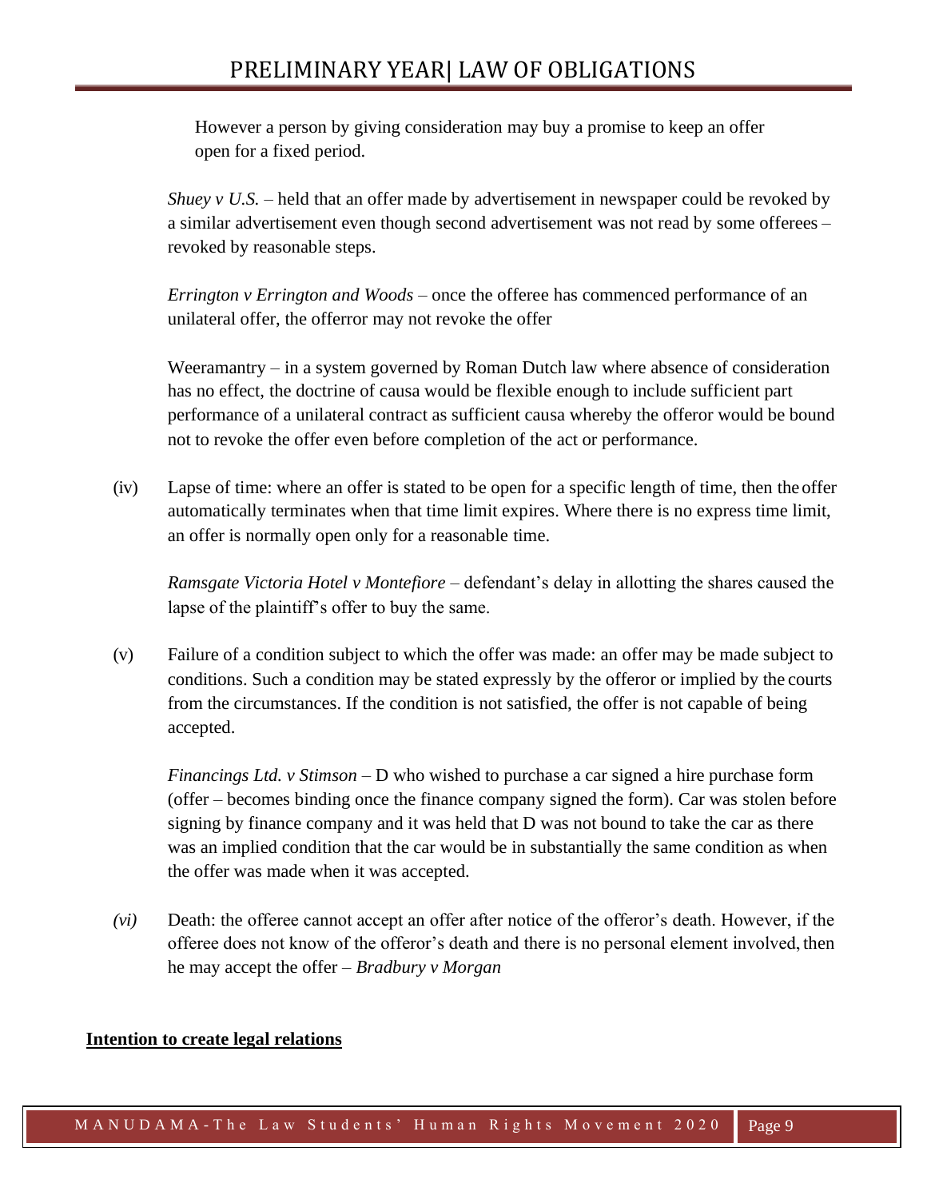However a person by giving consideration may buy a promise to keep an offer open for a fixed period.

*Shuey v U.S.* – held that an offer made by advertisement in newspaper could be revoked by a similar advertisement even though second advertisement was not read by some offerees – revoked by reasonable steps.

*Errington v Errington and Woods* – once the offeree has commenced performance of an unilateral offer, the offerror may not revoke the offer

Weeramantry – in a system governed by Roman Dutch law where absence of consideration has no effect, the doctrine of causa would be flexible enough to include sufficient part performance of a unilateral contract as sufficient causa whereby the offeror would be bound not to revoke the offer even before completion of the act or performance.

(iv) Lapse of time: where an offer is stated to be open for a specific length of time, then the offer automatically terminates when that time limit expires. Where there is no express time limit, an offer is normally open only for a reasonable time.

*Ramsgate Victoria Hotel v Montefiore* – defendant's delay in allotting the shares caused the lapse of the plaintiff's offer to buy the same.

(v) Failure of a condition subject to which the offer was made: an offer may be made subject to conditions. Such a condition may be stated expressly by the offeror or implied by the courts from the circumstances. If the condition is not satisfied, the offer is not capable of being accepted.

*Financings Ltd. v Stimson* – D who wished to purchase a car signed a hire purchase form (offer – becomes binding once the finance company signed the form). Car was stolen before signing by finance company and it was held that D was not bound to take the car as there was an implied condition that the car would be in substantially the same condition as when the offer was made when it was accepted.

*(vi)* Death: the offeree cannot accept an offer after notice of the offeror's death. However, if the offeree does not know of the offeror's death and there is no personal element involved, then he may accept the offer – *Bradbury v Morgan*

**<u>Intention to create legal relations</u>**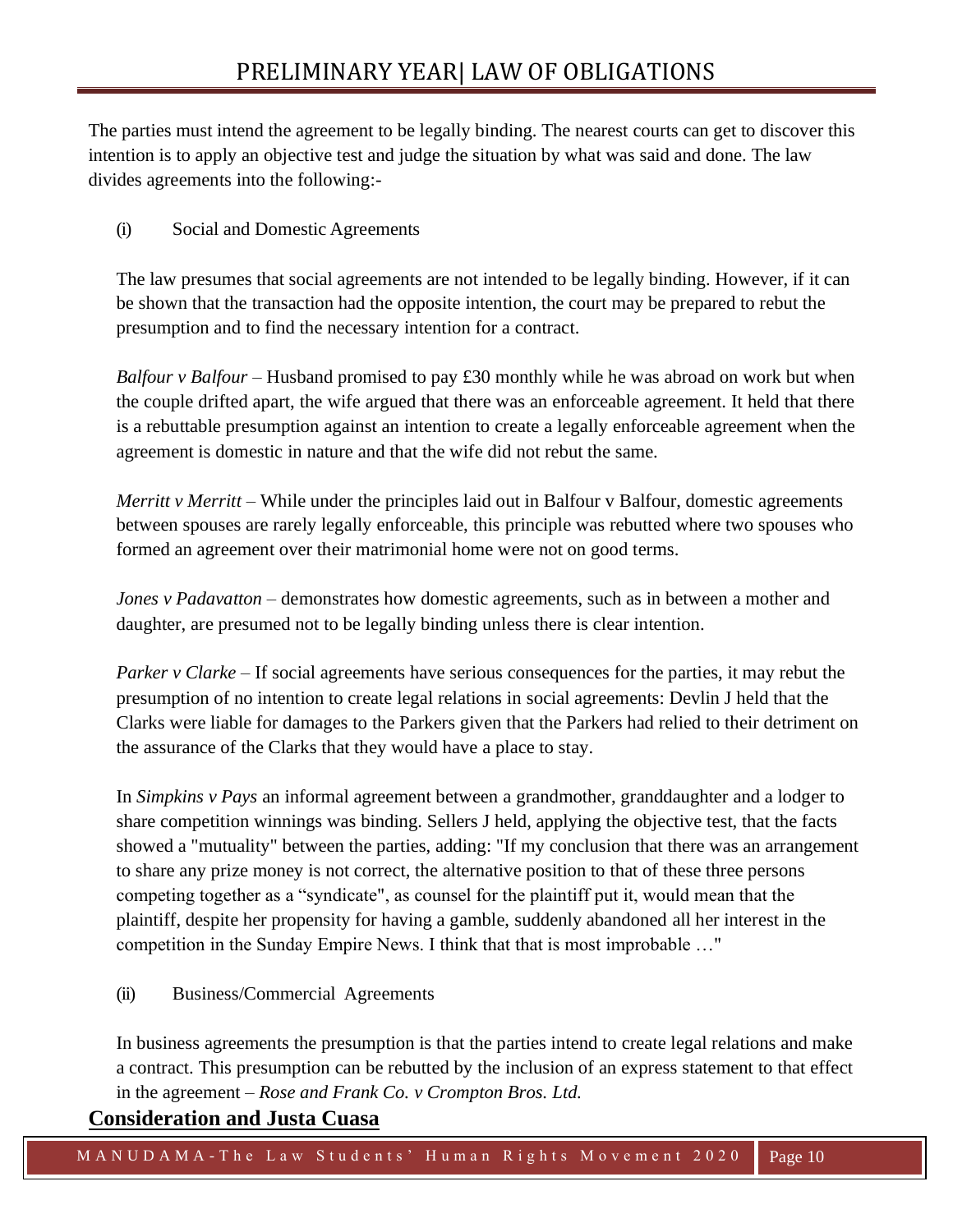The parties must intend the agreement to be legally binding. The nearest courts can get to discover this intention is to apply an objective test and judge the situation by what was said and done. The law divides agreements into the following:-

(i) Social and Domestic Agreements

The law presumes that social agreements are not intended to be legally binding. However, if it can be shown that the transaction had the opposite intention, the court may be prepared to rebut the presumption and to find the necessary intention for a contract.

*Balfour v Balfour* – Husband promised to pay £30 monthly while he was abroad on work but when the couple drifted apart, the wife argued that there was an enforceable agreement. It held that there is a rebuttable presumption against an intention to create a legally enforceable agreement when the agreement is domestic in nature and that the wife did not rebut the same.

*Merritt v Merritt* – While under the principles laid out in Balfour v Balfour, domestic agreements between spouses are rarely legally enforceable, this principle was rebutted where two spouses who formed an agreement over their matrimonial home were not on good terms.

*Jones v Padavatton* – demonstrates how domestic agreements, such as in between a mother and daughter, are presumed not to be legally binding unless there is clear intention.

*Parker v Clarke* – If social agreements have serious consequences for the parties, it may rebut the presumption of no intention to create legal relations in social agreements: Devlin J held that the Clarks were liable for damages to the Parkers given that the Parkers had relied to their detriment on the assurance of the Clarks that they would have a place to stay.

In *Simpkins v Pays* an informal agreement between a grandmother, granddaughter and a lodger to share competition winnings was binding. Sellers J held, applying the objective test, that the facts showed a "mutuality" between the parties, adding: "If my conclusion that there was an arrangement to share any prize money is not correct, the alternative position to that of these three persons competing together as a "syndicate", as counsel for the plaintiff put it, would mean that the plaintiff, despite her propensity for having a gamble, suddenly abandoned all her interest in the competition in the Sunday Empire News. I think that that is most improbable …"

(ii) Business/Commercial Agreements

In business agreements the presumption is that the parties intend to create legal relations and make a contract. This presumption can be rebutted by the inclusion of an express statement to that effect in the agreement – *Rose and Frank Co. v Crompton Bros. Ltd.*

## Consideration and Justa Cuasa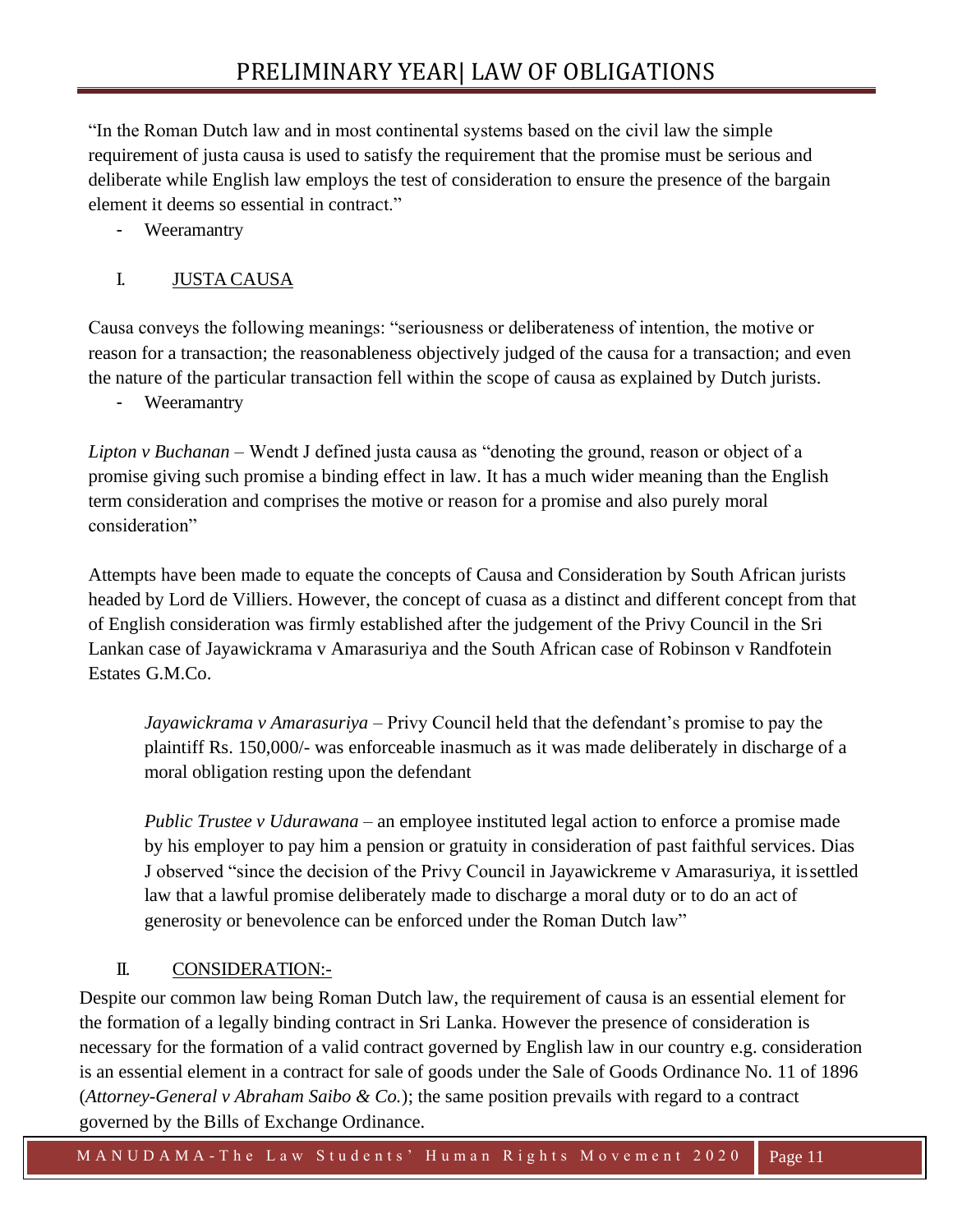"In the Roman Dutch law and in most continental systems based on the civil law the simple requirement of justa causa is used to satisfy the requirement that the promise must be serious and deliberate while English law employs the test of consideration to ensure the presence of the bargain element it deems so essential in contract."

- Weeramantry

## I. JUSTA CAUSA

Causa conveys the following meanings: "seriousness or deliberateness of intention, the motive or reason for a transaction; the reasonableness objectively judged of the causa for a transaction; and even the nature of the particular transaction fell within the scope of causa as explained by Dutch jurists.

- Weeramantry

*Lipton v Buchanan* – Wendt J defined justa causa as "denoting the ground, reason or object of a promise giving such promise a binding effect in law. It has a much wider meaning than the English term consideration and comprises the motive or reason for a promise and also purely moral consideration"

Attempts have been made to equate the concepts of Causa and Consideration by South African jurists headed by Lord de Villiers. However, the concept of cuasa as a distinct and different concept from that of English consideration was firmly established after the judgement of the Privy Council in the Sri Lankan case of Jayawickrama v Amarasuriya and the South African case of Robinson v Randfotein Estates G.M.Co.

> *Jayawickrama v Amarasuriya* – Privy Council held that the defendant's promise to pay the plaintiff Rs. 150,000/- was enforceable inasmuch as it was made deliberately in discharge of a moral obligation resting upon the defendant
>
> *Public Trustee v Udurawana* – an employee instituted legal action to enforce a promise made by his employer to pay him a pension or gratuity in consideration of past faithful services. Dias J observed "since the decision of the Privy Council in Jayawickreme v Amarasuriya, it issettled law that a lawful promise deliberately made to discharge a moral duty or to do an act of generosity or benevolence can be enforced under the Roman Dutch law"

## II. CONSIDERATION:-

Despite our common law being Roman Dutch law, the requirement of causa is an essential element for the formation of a legally binding contract in Sri Lanka. However the presence of consideration is necessary for the formation of a valid contract governed by English law in our country e.g. consideration is an essential element in a contract for sale of goods under the Sale of Goods Ordinance No. 11 of 1896 (*Attorney-General v Abraham Saibo & Co.*); the same position prevails with regard to a contract governed by the Bills of Exchange Ordinance.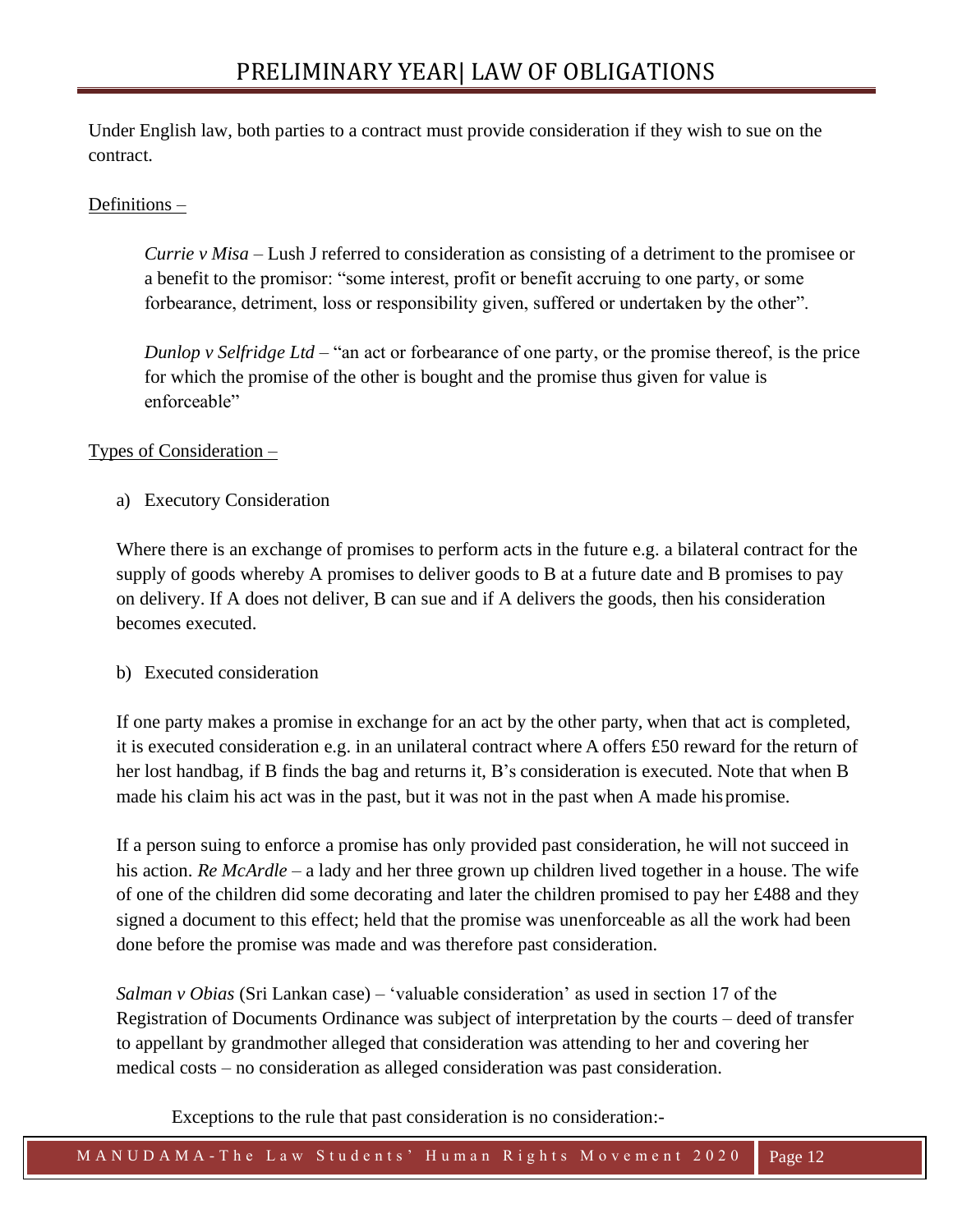Under English law, both parties to a contract must provide consideration if they wish to sue on the contract.

<u>Definitions –</u>

> *Currie v Misa* – Lush J referred to consideration as consisting of a detriment to the promisee or a benefit to the promisor: "some interest, profit or benefit accruing to one party, or some forbearance, detriment, loss or responsibility given, suffered or undertaken by the other".
>
> *Dunlop v Selfridge Ltd* – "an act or forbearance of one party, or the promise thereof, is the price for which the promise of the other is bought and the promise thus given for value is enforceable"

<u>Types of Consideration –</u>

a) Executory Consideration

Where there is an exchange of promises to perform acts in the future e.g. a bilateral contract for the supply of goods whereby A promises to deliver goods to B at a future date and B promises to pay on delivery. If A does not deliver, B can sue and if A delivers the goods, then his consideration becomes executed.

b) Executed consideration

If one party makes a promise in exchange for an act by the other party, when that act is completed, it is executed consideration e.g. in an unilateral contract where A offers £50 reward for the return of her lost handbag, if B finds the bag and returns it, B's consideration is executed. Note that when B made his claim his act was in the past, but it was not in the past when A made his promise.

If a person suing to enforce a promise has only provided past consideration, he will not succeed in his action. *Re McArdle* – a lady and her three grown up children lived together in a house. The wife of one of the children did some decorating and later the children promised to pay her £488 and they signed a document to this effect; held that the promise was unenforceable as all the work had been done before the promise was made and was therefore past consideration.

*Salman v Obias* (Sri Lankan case) – 'valuable consideration' as used in section 17 of the Registration of Documents Ordinance was subject of interpretation by the courts – deed of transfer to appellant by grandmother alleged that consideration was attending to her and covering her medical costs – no consideration as alleged consideration was past consideration.

Exceptions to the rule that past consideration is no consideration:-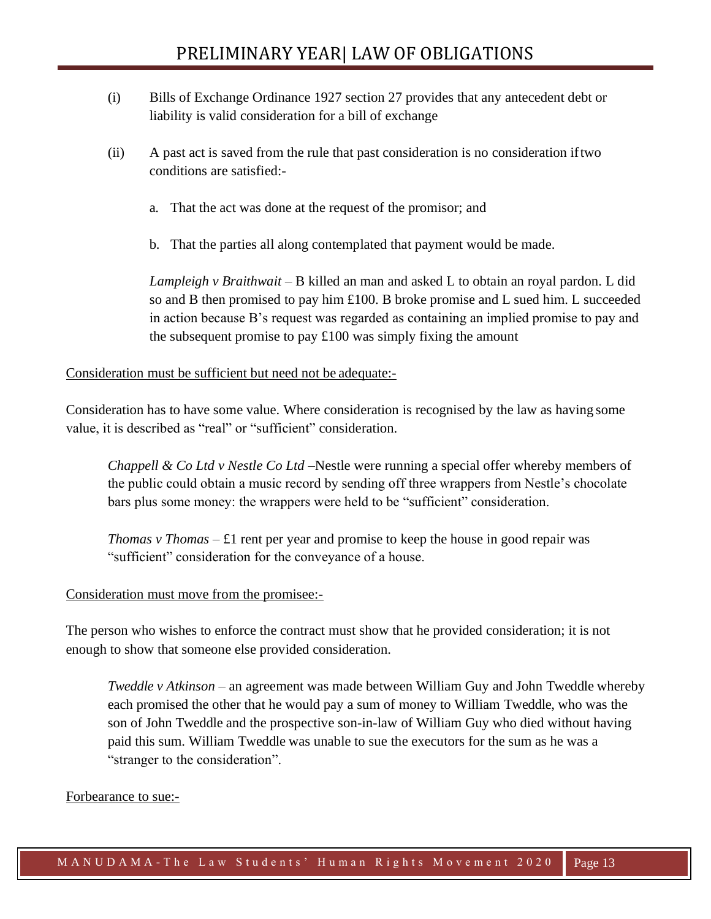(i) Bills of Exchange Ordinance 1927 section 27 provides that any antecedent debt or liability is valid consideration for a bill of exchange

(ii) A past act is saved from the rule that past consideration is no consideration if two conditions are satisfied:-

a. That the act was done at the request of the promisor; and

b. That the parties all along contemplated that payment would be made.

*Lampleigh v Braithwait* – B killed an man and asked L to obtain an royal pardon. L did so and B then promised to pay him £100. B broke promise and L sued him. L succeeded in action because B's request was regarded as containing an implied promise to pay and the subsequent promise to pay £100 was simply fixing the amount

<u>Consideration must be sufficient but need not be adequate:-</u>

Consideration has to have some value. Where consideration is recognised by the law as having some value, it is described as "real" or "sufficient" consideration.

> *Chappell & Co Ltd v Nestle Co Ltd* –Nestle were running a special offer whereby members of the public could obtain a music record by sending off three wrappers from Nestle's chocolate bars plus some money: the wrappers were held to be "sufficient" consideration.
>
> *Thomas v Thomas* – £1 rent per year and promise to keep the house in good repair was "sufficient" consideration for the conveyance of a house.

<u>Consideration must move from the promisee:-</u>

The person who wishes to enforce the contract must show that he provided consideration; it is not enough to show that someone else provided consideration.

> *Tweddle v Atkinson* – an agreement was made between William Guy and John Tweddle whereby each promised the other that he would pay a sum of money to William Tweddle, who was the son of John Tweddle and the prospective son-in-law of William Guy who died without having paid this sum. William Tweddle was unable to sue the executors for the sum as he was a "stranger to the consideration".

<u>Forbearance to sue:-</u>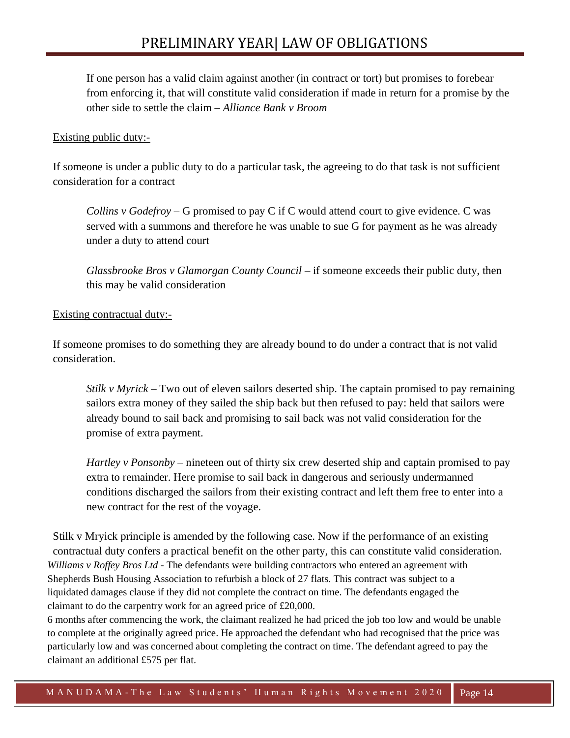If one person has a valid claim against another (in contract or tort) but promises to forebear from enforcing it, that will constitute valid consideration if made in return for a promise by the other side to settle the claim – *Alliance Bank v Broom*

Existing public duty:-

If someone is under a public duty to do a particular task, the agreeing to do that task is not sufficient consideration for a contract

*Collins v Godefroy* – G promised to pay C if C would attend court to give evidence. C was served with a summons and therefore he was unable to sue G for payment as he was already under a duty to attend court

*Glassbrooke Bros v Glamorgan County Council* – if someone exceeds their public duty, then this may be valid consideration

Existing contractual duty:-

If someone promises to do something they are already bound to do under a contract that is not valid consideration.

*Stilk v Myrick* – Two out of eleven sailors deserted ship. The captain promised to pay remaining sailors extra money of they sailed the ship back but then refused to pay: held that sailors were already bound to sail back and promising to sail back was not valid consideration for the promise of extra payment.

*Hartley v Ponsonby* – nineteen out of thirty six crew deserted ship and captain promised to pay extra to remainder. Here promise to sail back in dangerous and seriously undermanned conditions discharged the sailors from their existing contract and left them free to enter into a new contract for the rest of the voyage.

Stilk v Mryick principle is amended by the following case. Now if the performance of an existing contractual duty confers a practical benefit on the other party, this can constitute valid consideration.

*Williams v Roffey Bros Ltd* - The defendants were building contractors who entered an agreement with Shepherds Bush Housing Association to refurbish a block of 27 flats. This contract was subject to a liquidated damages clause if they did not complete the contract on time. The defendants engaged the claimant to do the carpentry work for an agreed price of £20,000.

6 months after commencing the work, the claimant realized he had priced the job too low and would be unable to complete at the originally agreed price. He approached the defendant who had recognised that the price was particularly low and was concerned about completing the contract on time. The defendant agreed to pay the claimant an additional £575 per flat.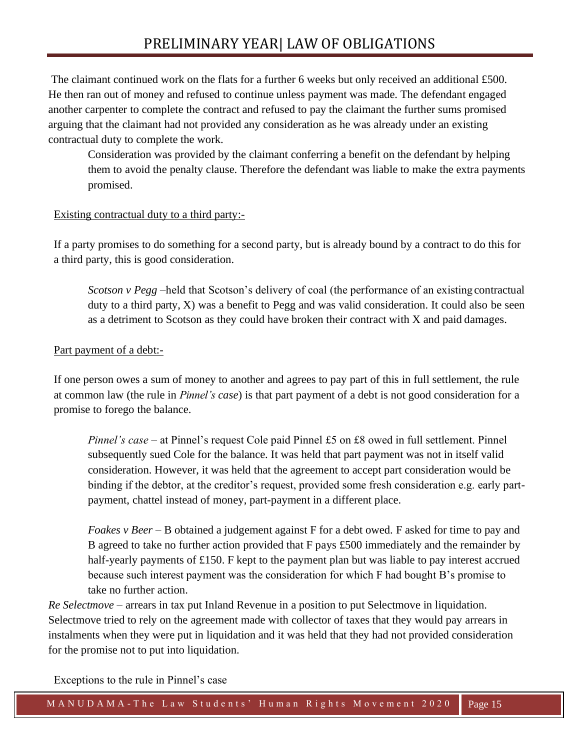The claimant continued work on the flats for a further 6 weeks but only received an additional £500. He then ran out of money and refused to continue unless payment was made. The defendant engaged another carpenter to complete the contract and refused to pay the claimant the further sums promised arguing that the claimant had not provided any consideration as he was already under an existing contractual duty to complete the work.

> Consideration was provided by the claimant conferring a benefit on the defendant by helping them to avoid the penalty clause. Therefore the defendant was liable to make the extra payments promised.

<u>Existing contractual duty to a third party:-</u>

If a party promises to do something for a second party, but is already bound by a contract to do this for a third party, this is good consideration.

> *Scotson v Pegg* –held that Scotson's delivery of coal (the performance of an existing contractual duty to a third party, X) was a benefit to Pegg and was valid consideration. It could also be seen as a detriment to Scotson as they could have broken their contract with X and paid damages.

<u>Part payment of a debt:-</u>

If one person owes a sum of money to another and agrees to pay part of this in full settlement, the rule at common law (the rule in *Pinnel's case*) is that part payment of a debt is not good consideration for a promise to forego the balance.

> *Pinnel's case* – at Pinnel's request Cole paid Pinnel £5 on £8 owed in full settlement. Pinnel subsequently sued Cole for the balance. It was held that part payment was not in itself valid consideration. However, it was held that the agreement to accept part consideration would be binding if the debtor, at the creditor's request, provided some fresh consideration e.g. early part-payment, chattel instead of money, part-payment in a different place.
>
> *Foakes v Beer* – B obtained a judgement against F for a debt owed. F asked for time to pay and B agreed to take no further action provided that F pays £500 immediately and the remainder by half-yearly payments of £150. F kept to the payment plan but was liable to pay interest accrued because such interest payment was the consideration for which F had bought B's promise to take no further action.

*Re Selectmove* – arrears in tax put Inland Revenue in a position to put Selectmove in liquidation. Selectmove tried to rely on the agreement made with collector of taxes that they would pay arrears in instalments when they were put in liquidation and it was held that they had not provided consideration for the promise not to put into liquidation.

Exceptions to the rule in Pinnel's case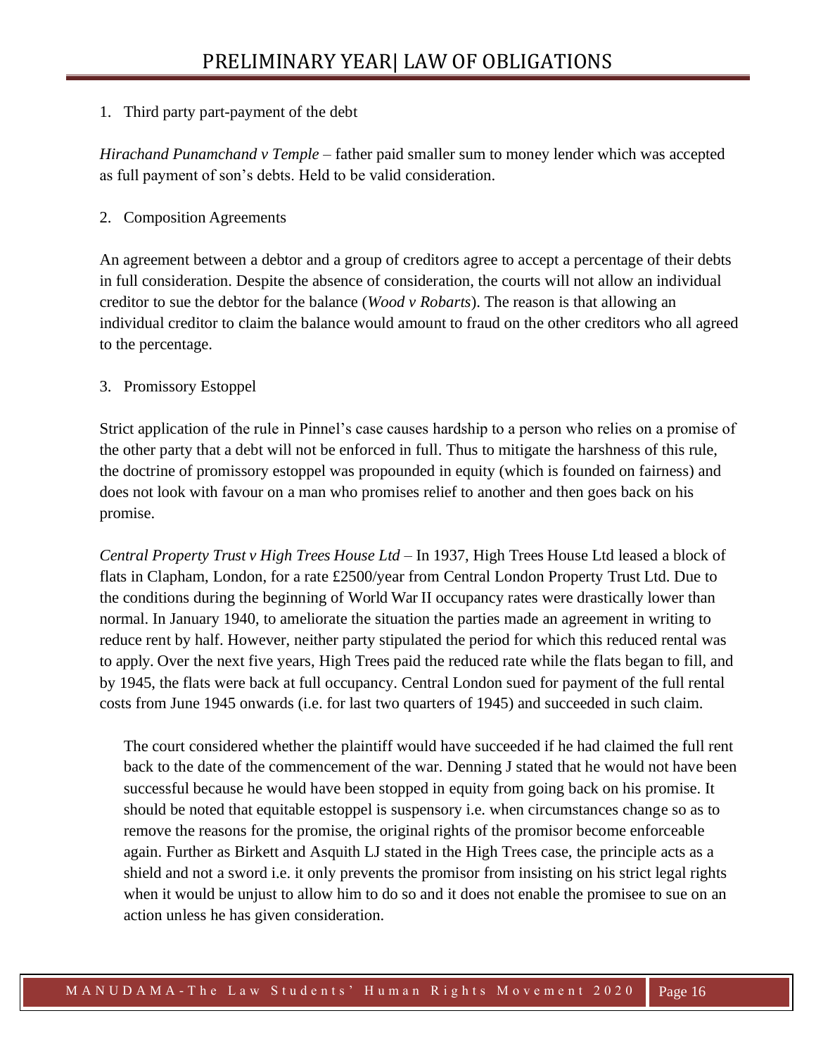1. Third party part-payment of the debt

*Hirachand Punamchand v Temple* – father paid smaller sum to money lender which was accepted as full payment of son's debts. Held to be valid consideration.

2. Composition Agreements

An agreement between a debtor and a group of creditors agree to accept a percentage of their debts in full consideration. Despite the absence of consideration, the courts will not allow an individual creditor to sue the debtor for the balance (*Wood v Robarts*). The reason is that allowing an individual creditor to claim the balance would amount to fraud on the other creditors who all agreed to the percentage.

3. Promissory Estoppel

Strict application of the rule in Pinnel's case causes hardship to a person who relies on a promise of the other party that a debt will not be enforced in full. Thus to mitigate the harshness of this rule, the doctrine of promissory estoppel was propounded in equity (which is founded on fairness) and does not look with favour on a man who promises relief to another and then goes back on his promise.

*Central Property Trust v High Trees House Ltd* – In 1937, High Trees House Ltd leased a block of flats in Clapham, London, for a rate £2500/year from Central London Property Trust Ltd. Due to the conditions during the beginning of World War II occupancy rates were drastically lower than normal. In January 1940, to ameliorate the situation the parties made an agreement in writing to reduce rent by half. However, neither party stipulated the period for which this reduced rental was to apply. Over the next five years, High Trees paid the reduced rate while the flats began to fill, and by 1945, the flats were back at full occupancy. Central London sued for payment of the full rental costs from June 1945 onwards (i.e. for last two quarters of 1945) and succeeded in such claim.

The court considered whether the plaintiff would have succeeded if he had claimed the full rent back to the date of the commencement of the war. Denning J stated that he would not have been successful because he would have been stopped in equity from going back on his promise. It should be noted that equitable estoppel is suspensory i.e. when circumstances change so as to remove the reasons for the promise, the original rights of the promisor become enforceable again. Further as Birkett and Asquith LJ stated in the High Trees case, the principle acts as a shield and not a sword i.e. it only prevents the promisor from insisting on his strict legal rights when it would be unjust to allow him to do so and it does not enable the promisee to sue on an action unless he has given consideration.